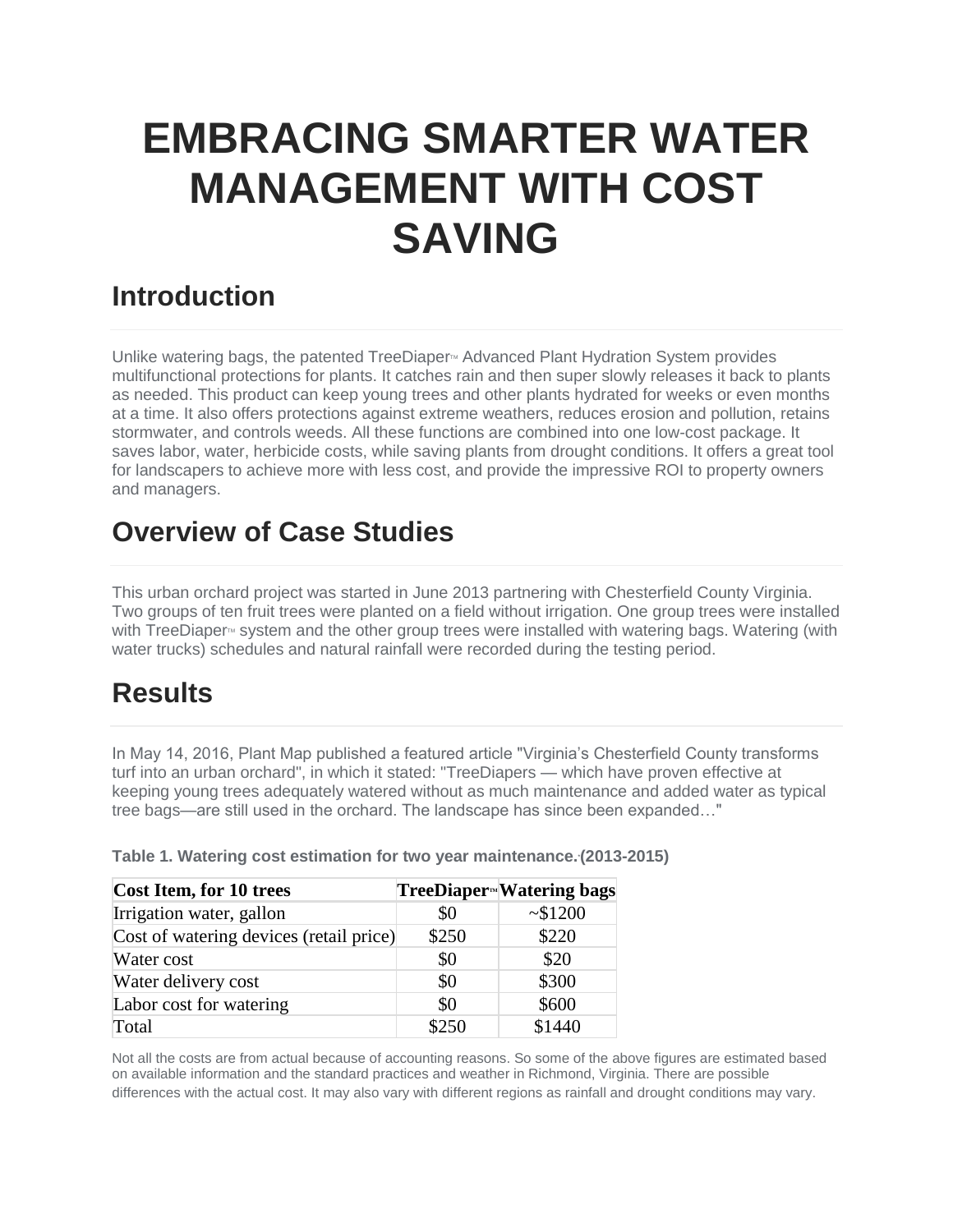# EMBRACING SMARTER WATER MANAGEMENT WITH COST SAVING

## Introduction

Unlike watering bags, the patented TreeDiaper™ Advanced Plant Hydration System provides multifunctional protections for plants. It catches rain and then super slowly releases it back to plants as needed. This product can keep young trees and other plants hydrated for weeks or even months at a time. It also offers protections against extreme weathers, reduces erosion and pollution, retains stormwater, and controls weeds. All these functions are combined into one low-cost package. It saves labor, water, herbicide costs, while saving plants from drought conditions. It offers a great tool for landscapers to achieve more with less cost, and provide the impressive ROI to property owners and managers.

## Overview of Case Studies

This urban orchard project was started in June 2013 partnering with Chesterfield County Virginia. Two groups of ten fruit trees were planted on a field without irrigation. One group trees were installed with TreeDiaper™ system and the other group trees were installed with watering bags. Watering (with water trucks) schedules and natural rainfall were recorded during the testing period.

## Results

In May 14, 2016, Plant Map published a featured article "Virginia's Chesterfield County transforms turf into an urban orchard", in which it stated: "TreeDiapers — which have proven effective at keeping young trees adequately watered without as much maintenance and added water as typical tree bags—are still used in the orchard. The landscape has since been expanded…"

**Table 1. Watering cost estimation for two year maintenance. (2013-2015)**

| Cost Item, for 10 trees | TreeDiaper™ | Watering bags |
| --- | --- | --- |
| Irrigation water, gallon | $0 | ~$1200 |
| Cost of watering devices (retail price) | $250 | $220 |
| Water cost | $0 | $20 |
| Water delivery cost | $0 | $300 |
| Labor cost for watering | $0 | $600 |
| Total | $250 | $1440 |

Not all the costs are from actual because of accounting reasons. So some of the above figures are estimated based on available information and the standard practices and weather in Richmond, Virginia. There are possible differences with the actual cost. It may also vary with different regions as rainfall and drought conditions may vary.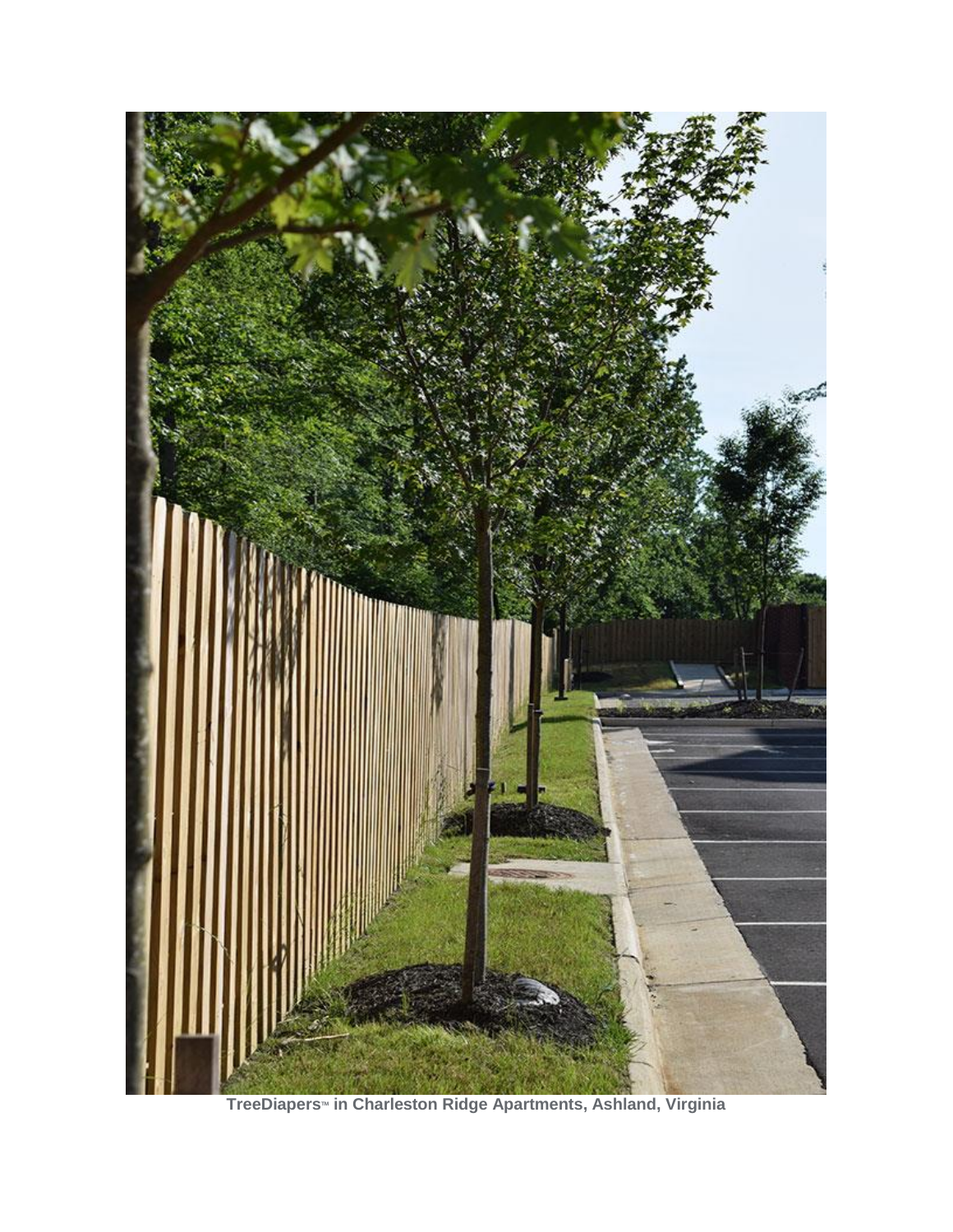**TreeDiapers™ in Charleston Ridge Apartments, Ashland, Virginia**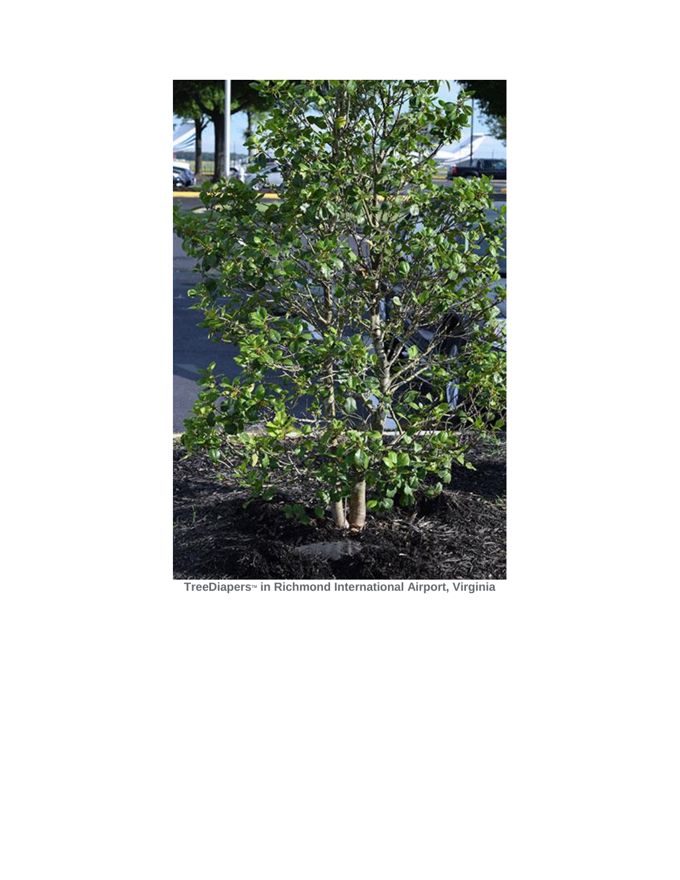TreeDiapers™ in Richmond International Airport, Virginia